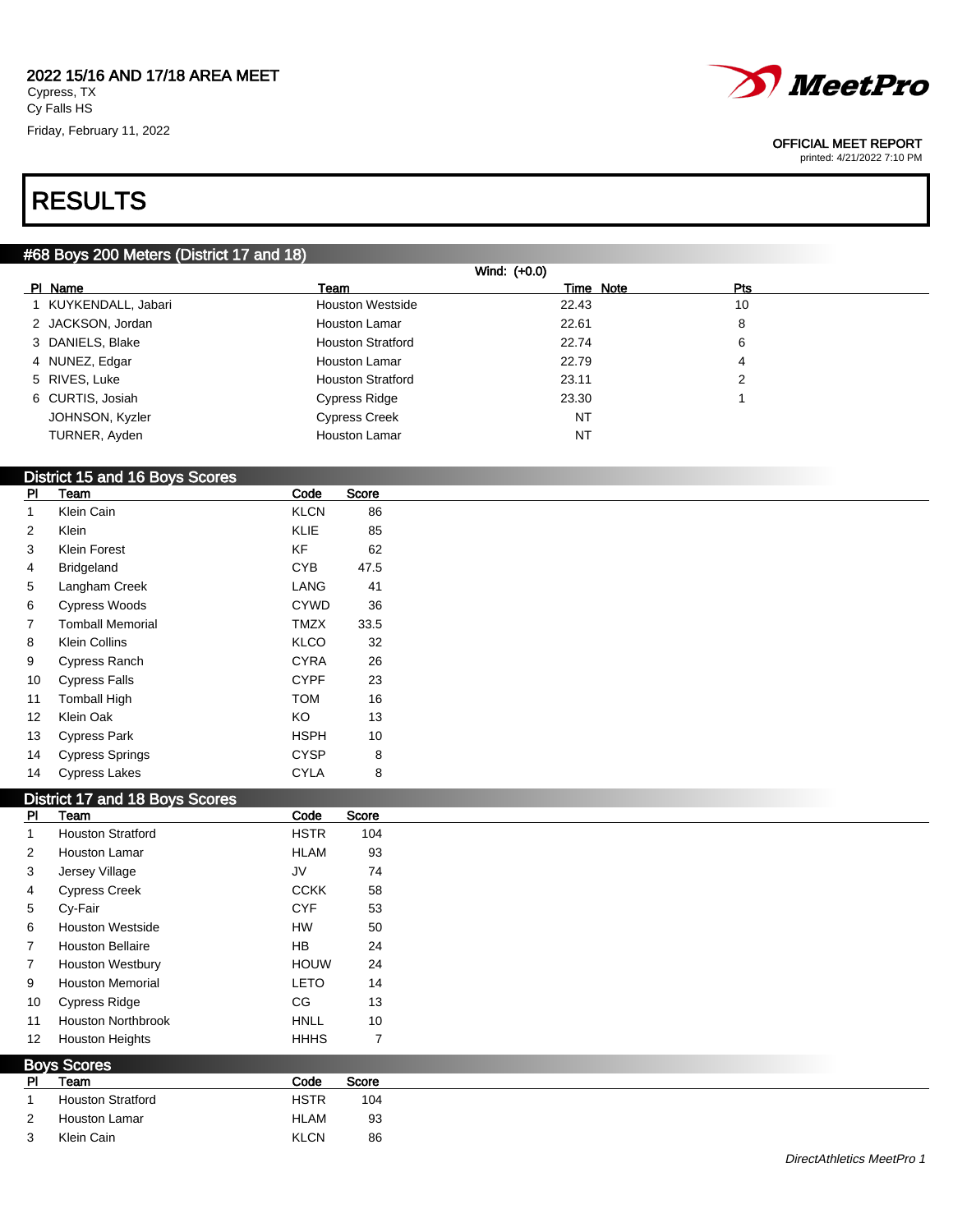2022 15/16 AND 17/18 AREA MEET
Cypress, TX
Cy Falls HS
Friday, February 11, 2022

OFFICIAL MEET REPORT
printed: 4/21/2022 7:10 PM

# RESULTS

## #68 Boys 200 Meters (District 17 and 18)

Wind: (+0.0)

| Pl | Name | Team | Time | Note | Pts |
|---|---|---|---|---|---|
| 1 | KUYKENDALL, Jabari | Houston Westside | 22.43 | | 10 |
| 2 | JACKSON, Jordan | Houston Lamar | 22.61 | | 8 |
| 3 | DANIELS, Blake | Houston Stratford | 22.74 | | 6 |
| 4 | NUNEZ, Edgar | Houston Lamar | 22.79 | | 4 |
| 5 | RIVES, Luke | Houston Stratford | 23.11 | | 2 |
| 6 | CURTIS, Josiah | Cypress Ridge | 23.30 | | 1 |
| | JOHNSON, Kyzler | Cypress Creek | NT | | |
| | TURNER, Ayden | Houston Lamar | NT | | |

## District 15 and 16 Boys Scores

| Pl | Team | Code | Score |
|---|---|---|---|
| 1 | Klein Cain | KLCN | 86 |
| 2 | Klein | KLIE | 85 |
| 3 | Klein Forest | KF | 62 |
| 4 | Bridgeland | CYB | 47.5 |
| 5 | Langham Creek | LANG | 41 |
| 6 | Cypress Woods | CYWD | 36 |
| 7 | Tomball Memorial | TMZX | 33.5 |
| 8 | Klein Collins | KLCO | 32 |
| 9 | Cypress Ranch | CYRA | 26 |
| 10 | Cypress Falls | CYPF | 23 |
| 11 | Tomball High | TOM | 16 |
| 12 | Klein Oak | KO | 13 |
| 13 | Cypress Park | HSPH | 10 |
| 14 | Cypress Springs | CYSP | 8 |
| 14 | Cypress Lakes | CYLA | 8 |

## District 17 and 18 Boys Scores

| Pl | Team | Code | Score |
|---|---|---|---|
| 1 | Houston Stratford | HSTR | 104 |
| 2 | Houston Lamar | HLAM | 93 |
| 3 | Jersey Village | JV | 74 |
| 4 | Cypress Creek | CCKK | 58 |
| 5 | Cy-Fair | CYF | 53 |
| 6 | Houston Westside | HW | 50 |
| 7 | Houston Bellaire | HB | 24 |
| 7 | Houston Westbury | HOUW | 24 |
| 9 | Houston Memorial | LETO | 14 |
| 10 | Cypress Ridge | CG | 13 |
| 11 | Houston Northbrook | HNLL | 10 |
| 12 | Houston Heights | HHHS | 7 |

## Boys Scores

| Pl | Team | Code | Score |
|---|---|---|---|
| 1 | Houston Stratford | HSTR | 104 |
| 2 | Houston Lamar | HLAM | 93 |
| 3 | Klein Cain | KLCN | 86 |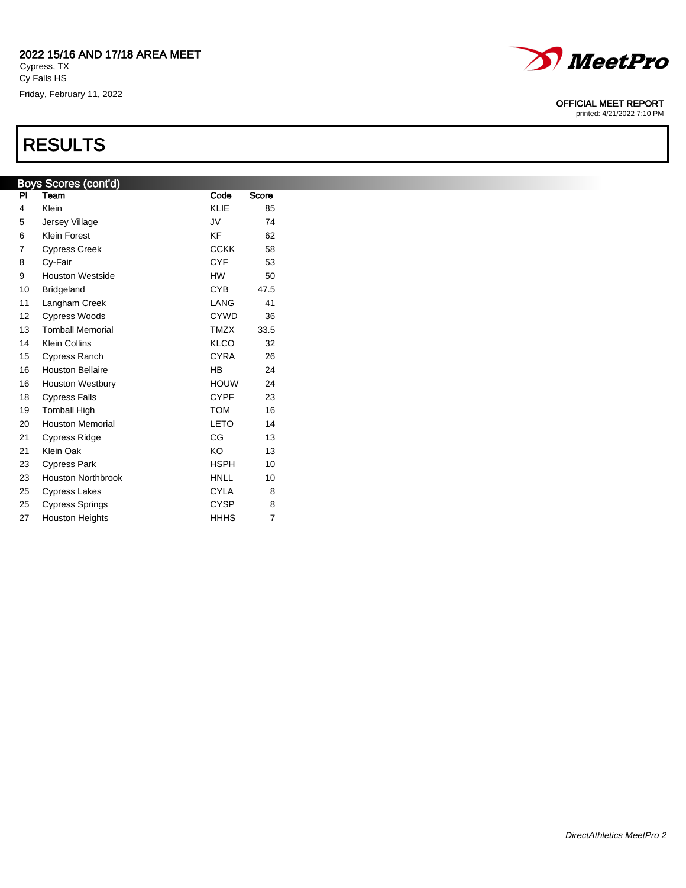2022 15/16 AND 17/18 AREA MEET
Cypress, TX
Cy Falls HS
Friday, February 11, 2022

OFFICIAL MEET REPORT
printed: 4/21/2022 7:10 PM

# RESULTS

## Boys Scores (cont'd)

| Pl | Team | Code | Score |
|---|---|---|---|
| 4 | Klein | KLIE | 85 |
| 5 | Jersey Village | JV | 74 |
| 6 | Klein Forest | KF | 62 |
| 7 | Cypress Creek | CCKK | 58 |
| 8 | Cy-Fair | CYF | 53 |
| 9 | Houston Westside | HW | 50 |
| 10 | Bridgeland | CYB | 47.5 |
| 11 | Langham Creek | LANG | 41 |
| 12 | Cypress Woods | CYWD | 36 |
| 13 | Tomball Memorial | TMZX | 33.5 |
| 14 | Klein Collins | KLCO | 32 |
| 15 | Cypress Ranch | CYRA | 26 |
| 16 | Houston Bellaire | HB | 24 |
| 16 | Houston Westbury | HOUW | 24 |
| 18 | Cypress Falls | CYPF | 23 |
| 19 | Tomball High | TOM | 16 |
| 20 | Houston Memorial | LETO | 14 |
| 21 | Cypress Ridge | CG | 13 |
| 21 | Klein Oak | KO | 13 |
| 23 | Cypress Park | HSPH | 10 |
| 23 | Houston Northbrook | HNLL | 10 |
| 25 | Cypress Lakes | CYLA | 8 |
| 25 | Cypress Springs | CYSP | 8 |
| 27 | Houston Heights | HHHS | 7 |

*DirectAthletics MeetPro 2*